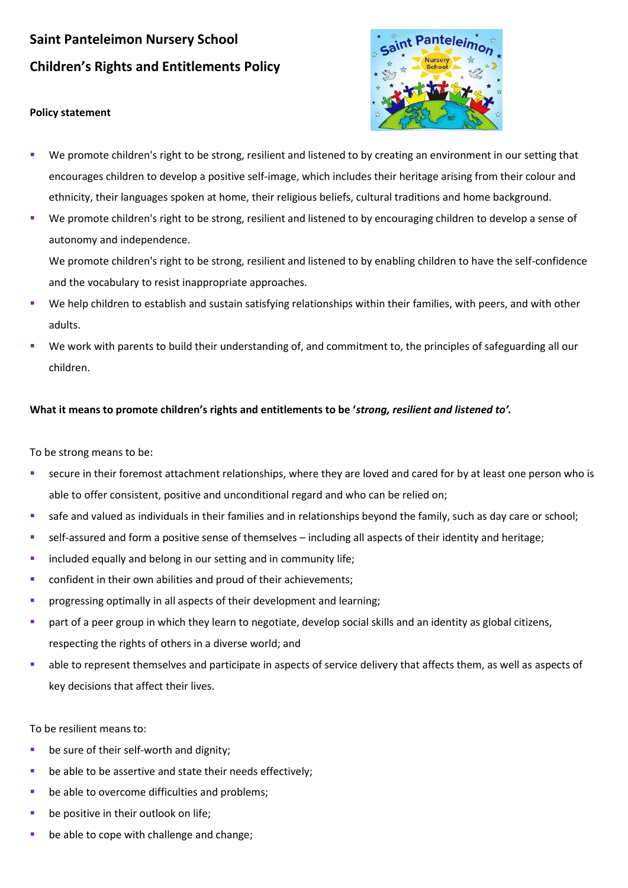# Saint Panteleimon Nursery School

## Children's Rights and Entitlements Policy

**Policy statement**

- We promote children's right to be strong, resilient and listened to by creating an environment in our setting that encourages children to develop a positive self-image, which includes their heritage arising from their colour and ethnicity, their languages spoken at home, their religious beliefs, cultural traditions and home background.
- We promote children's right to be strong, resilient and listened to by encouraging children to develop a sense of autonomy and independence.

  We promote children's right to be strong, resilient and listened to by enabling children to have the self-confidence and the vocabulary to resist inappropriate approaches.
- We help children to establish and sustain satisfying relationships within their families, with peers, and with other adults.
- We work with parents to build their understanding of, and commitment to, the principles of safeguarding all our children.

**What it means to promote children's rights and entitlements to be '*strong, resilient and listened to'*.**

To be strong means to be:

- secure in their foremost attachment relationships, where they are loved and cared for by at least one person who is able to offer consistent, positive and unconditional regard and who can be relied on;
- safe and valued as individuals in their families and in relationships beyond the family, such as day care or school;
- self-assured and form a positive sense of themselves – including all aspects of their identity and heritage;
- included equally and belong in our setting and in community life;
- confident in their own abilities and proud of their achievements;
- progressing optimally in all aspects of their development and learning;
- part of a peer group in which they learn to negotiate, develop social skills and an identity as global citizens, respecting the rights of others in a diverse world; and
- able to represent themselves and participate in aspects of service delivery that affects them, as well as aspects of key decisions that affect their lives.

To be resilient means to:

- be sure of their self-worth and dignity;
- be able to be assertive and state their needs effectively;
- be able to overcome difficulties and problems;
- be positive in their outlook on life;
- be able to cope with challenge and change;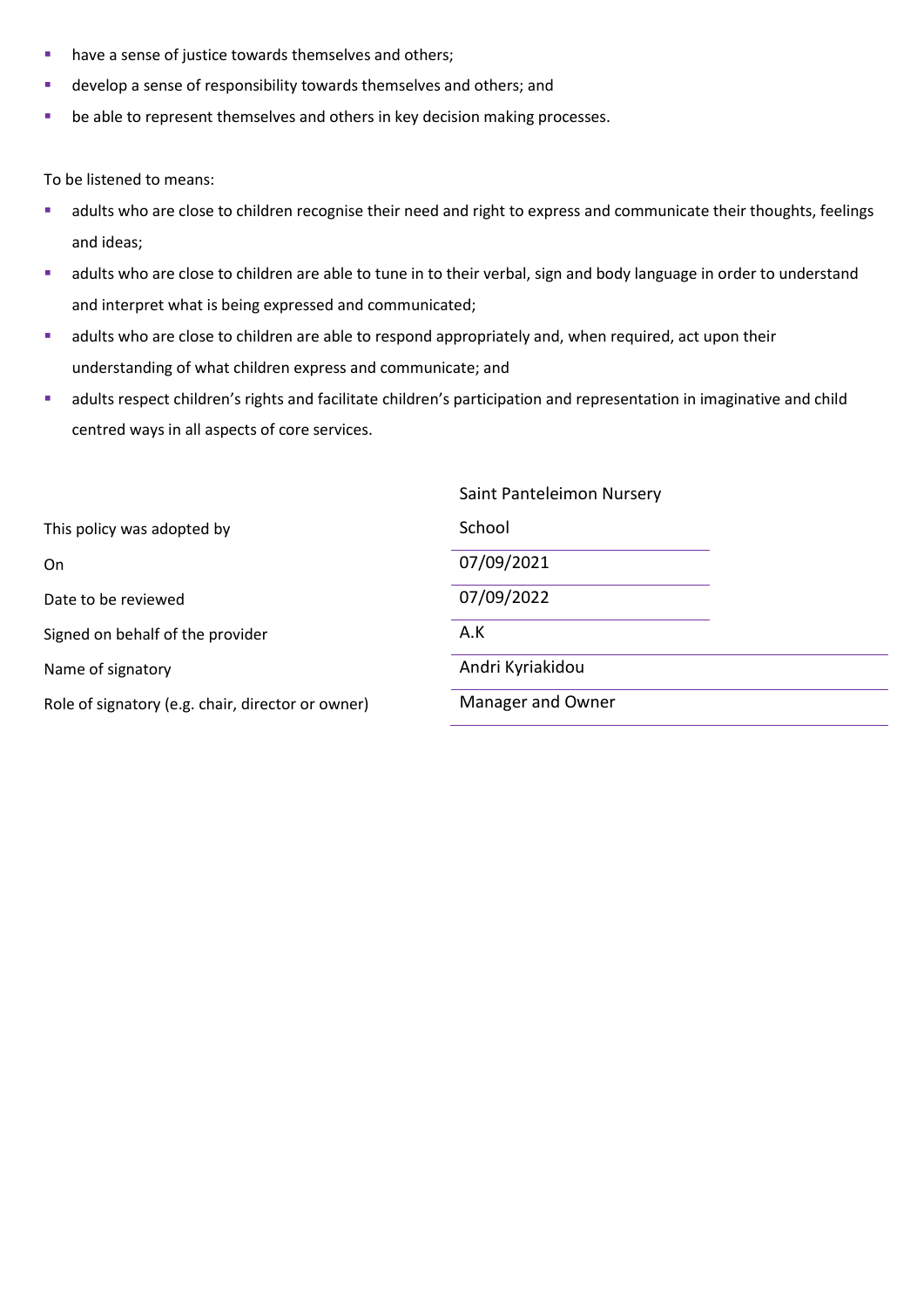- have a sense of justice towards themselves and others;
- develop a sense of responsibility towards themselves and others; and
- be able to represent themselves and others in key decision making processes.

To be listened to means:

- adults who are close to children recognise their need and right to express and communicate their thoughts, feelings and ideas;
- adults who are close to children are able to tune in to their verbal, sign and body language in order to understand and interpret what is being expressed and communicated;
- adults who are close to children are able to respond appropriately and, when required, act upon their understanding of what children express and communicate; and
- adults respect children's rights and facilitate children's participation and representation in imaginative and child centred ways in all aspects of core services.

| | |
|---|---|
| This policy was adopted by | Saint Panteleimon Nursery School |
| On | 07/09/2021 |
| Date to be reviewed | 07/09/2022 |
| Signed on behalf of the provider | A.K |
| Name of signatory | Andri Kyriakidou |
| Role of signatory (e.g. chair, director or owner) | Manager and Owner |